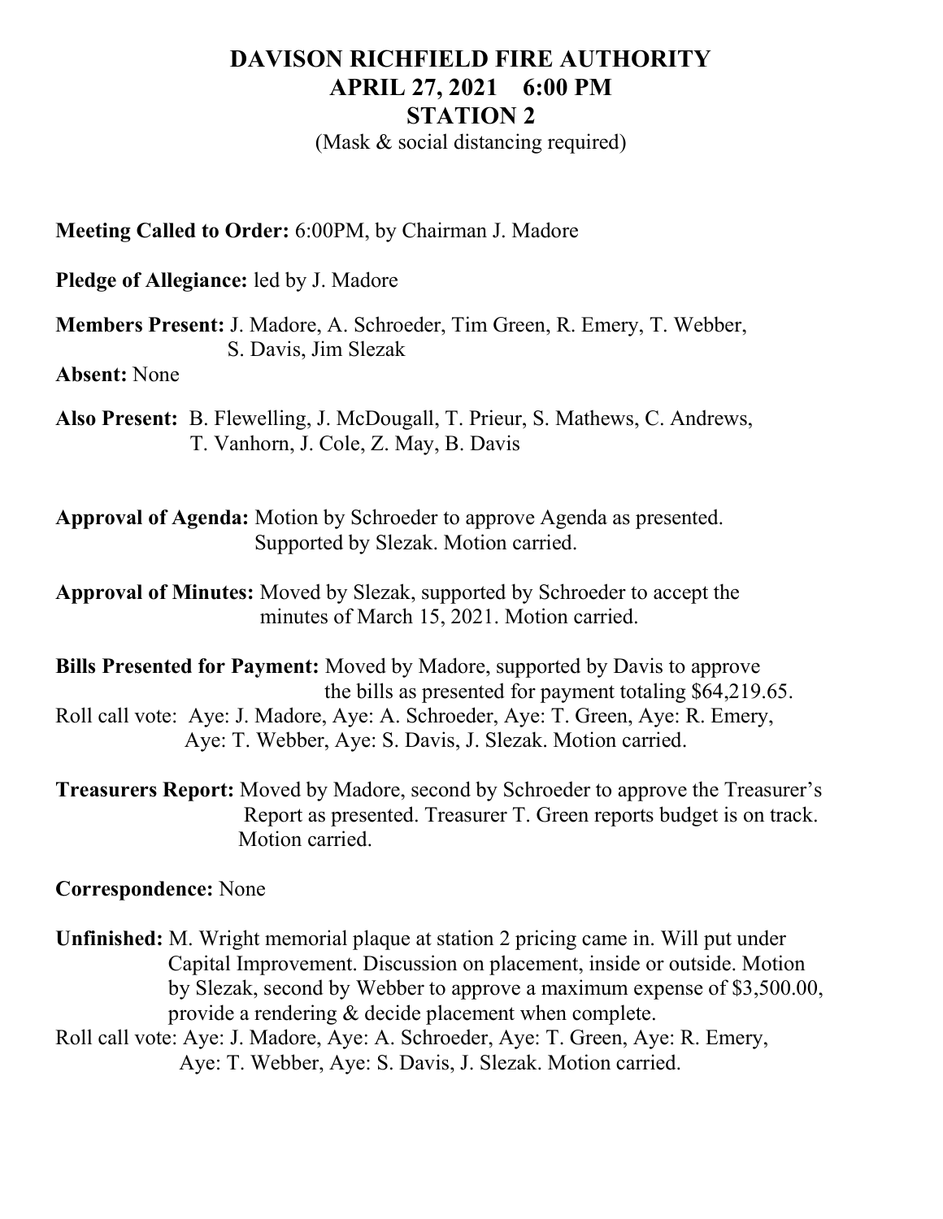# DAVISON RICHFIELD FIRE AUTHORITY
## APRIL 27, 2021 6:00 PM
## STATION 2

(Mask & social distancing required)

**Meeting Called to Order:** 6:00PM, by Chairman J. Madore

**Pledge of Allegiance:** led by J. Madore

**Members Present:** J. Madore, A. Schroeder, Tim Green, R. Emery, T. Webber, S. Davis, Jim Slezak

**Absent:** None

**Also Present:** B. Flewelling, J. McDougall, T. Prieur, S. Mathews, C. Andrews, T. Vanhorn, J. Cole, Z. May, B. Davis

**Approval of Agenda:** Motion by Schroeder to approve Agenda as presented. Supported by Slezak. Motion carried.

**Approval of Minutes:** Moved by Slezak, supported by Schroeder to accept the minutes of March 15, 2021. Motion carried.

**Bills Presented for Payment:** Moved by Madore, supported by Davis to approve the bills as presented for payment totaling $64,219.65.

Roll call vote: Aye: J. Madore, Aye: A. Schroeder, Aye: T. Green, Aye: R. Emery, Aye: T. Webber, Aye: S. Davis, J. Slezak. Motion carried.

**Treasurers Report:** Moved by Madore, second by Schroeder to approve the Treasurer's Report as presented. Treasurer T. Green reports budget is on track. Motion carried.

**Correspondence:** None

**Unfinished:** M. Wright memorial plaque at station 2 pricing came in. Will put under Capital Improvement. Discussion on placement, inside or outside. Motion by Slezak, second by Webber to approve a maximum expense of $3,500.00, provide a rendering & decide placement when complete.

Roll call vote: Aye: J. Madore, Aye: A. Schroeder, Aye: T. Green, Aye: R. Emery, Aye: T. Webber, Aye: S. Davis, J. Slezak. Motion carried.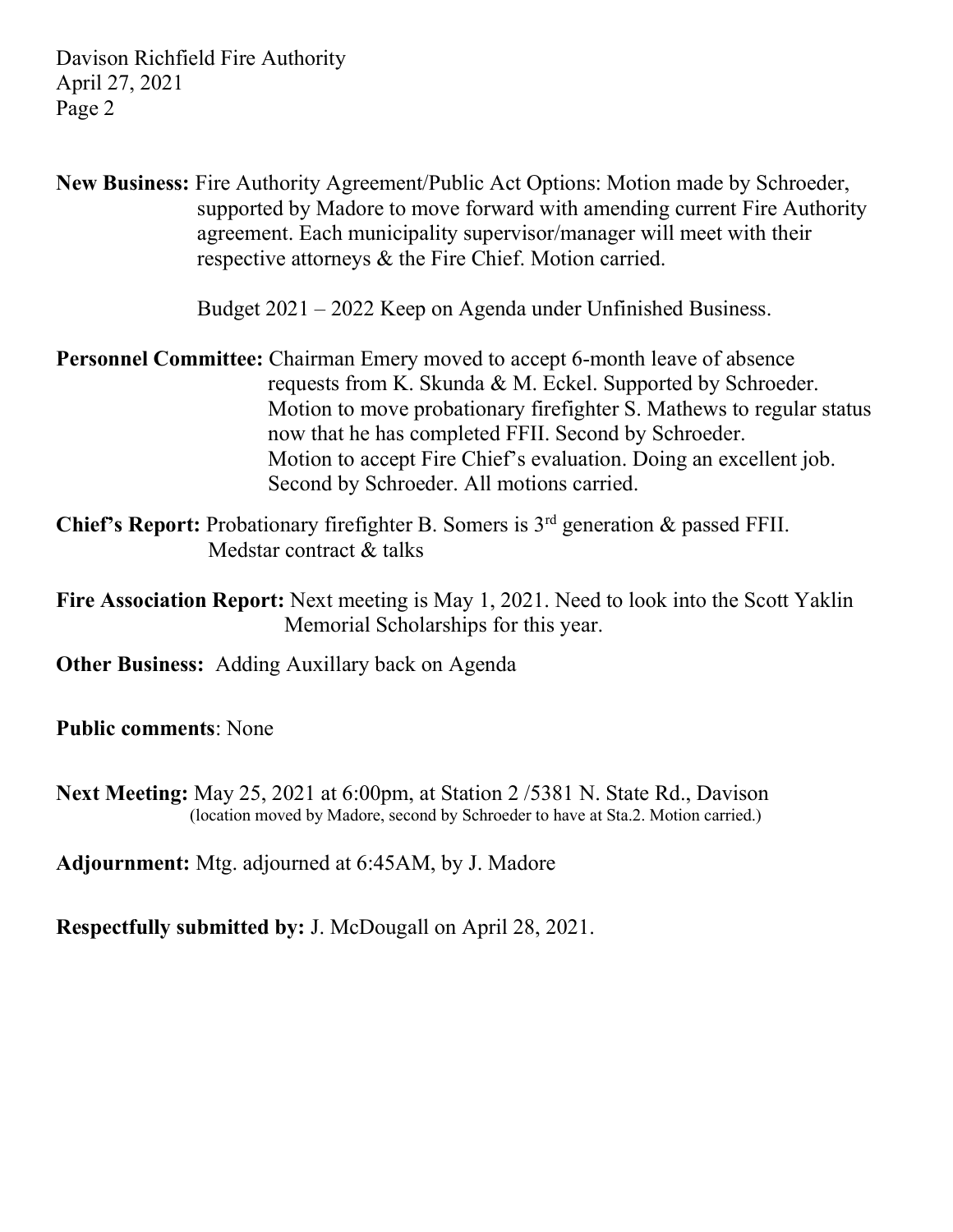**New Business:** Fire Authority Agreement/Public Act Options: Motion made by Schroeder, supported by Madore to move forward with amending current Fire Authority agreement. Each municipality supervisor/manager will meet with their respective attorneys & the Fire Chief. Motion carried.

Budget 2021 – 2022 Keep on Agenda under Unfinished Business.

**Personnel Committee:** Chairman Emery moved to accept 6-month leave of absence requests from K. Skunda & M. Eckel. Supported by Schroeder. Motion to move probationary firefighter S. Mathews to regular status now that he has completed FFII. Second by Schroeder. Motion to accept Fire Chief's evaluation. Doing an excellent job. Second by Schroeder. All motions carried.

**Chief's Report:** Probationary firefighter B. Somers is 3rd generation & passed FFII. Medstar contract & talks

**Fire Association Report:** Next meeting is May 1, 2021. Need to look into the Scott Yaklin Memorial Scholarships for this year.

**Other Business:** Adding Auxillary back on Agenda

**Public comments**: None

**Next Meeting:** May 25, 2021 at 6:00pm, at Station 2 /5381 N. State Rd., Davison (location moved by Madore, second by Schroeder to have at Sta.2. Motion carried.)

**Adjournment:** Mtg. adjourned at 6:45AM, by J. Madore

**Respectfully submitted by:** J. McDougall on April 28, 2021.